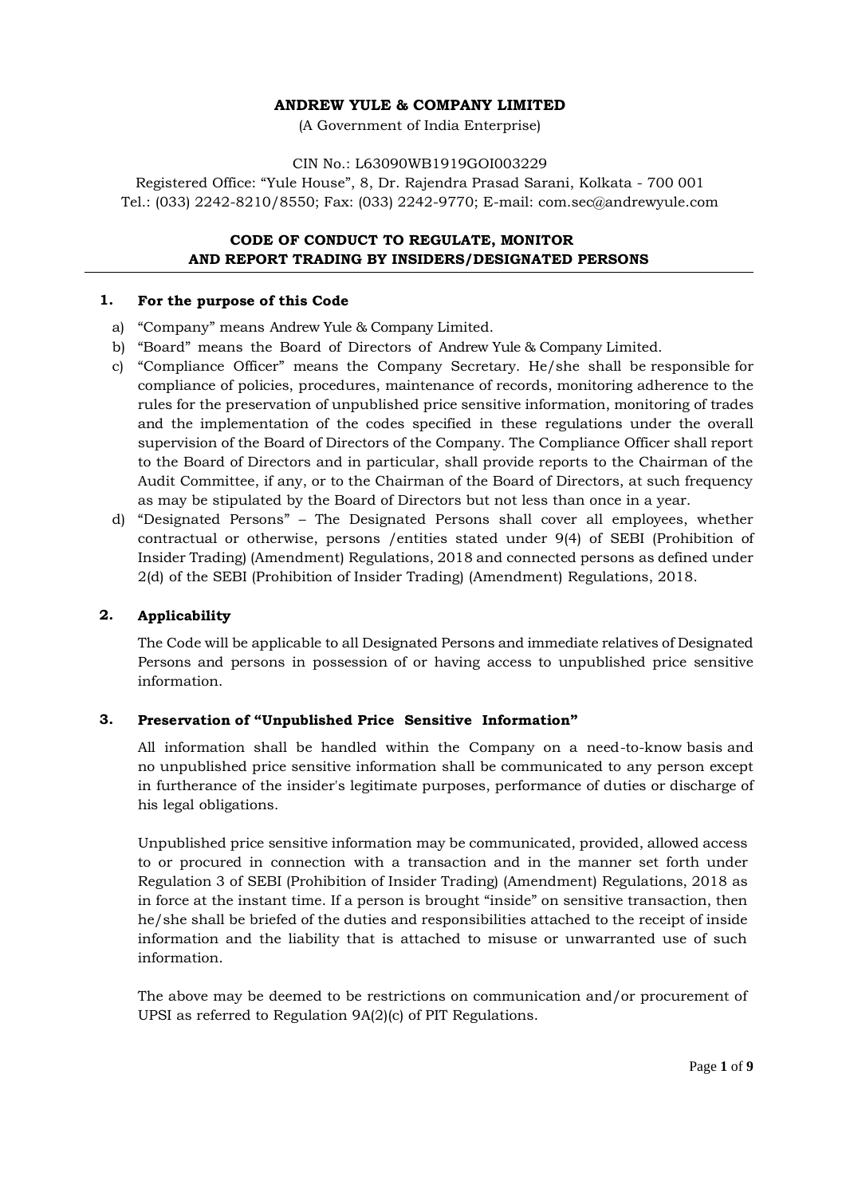**ANDREW YULE & COMPANY LIMITED**

(A Government of India Enterprise)

CIN No.: L63090WB1919GOI003229

Registered Office: "Yule House", 8, Dr. Rajendra Prasad Sarani, Kolkata - 700 001

Tel.: (033) 2242-8210/8550; Fax: (033) 2242-9770; E-mail: com.sec@andrewyule.com

# CODE OF CONDUCT TO REGULATE, MONITOR AND REPORT TRADING BY INSIDERS/DESIGNATED PERSONS

## 1. For the purpose of this Code

a) "Company" means Andrew Yule & Company Limited.

b) "Board" means the Board of Directors of Andrew Yule & Company Limited.

c) "Compliance Officer" means the Company Secretary. He/she shall be responsible for compliance of policies, procedures, maintenance of records, monitoring adherence to the rules for the preservation of unpublished price sensitive information, monitoring of trades and the implementation of the codes specified in these regulations under the overall supervision of the Board of Directors of the Company. The Compliance Officer shall report to the Board of Directors and in particular, shall provide reports to the Chairman of the Audit Committee, if any, or to the Chairman of the Board of Directors, at such frequency as may be stipulated by the Board of Directors but not less than once in a year.

d) "Designated Persons" – The Designated Persons shall cover all employees, whether contractual or otherwise, persons /entities stated under 9(4) of SEBI (Prohibition of Insider Trading) (Amendment) Regulations, 2018 and connected persons as defined under 2(d) of the SEBI (Prohibition of Insider Trading) (Amendment) Regulations, 2018.

## 2. Applicability

The Code will be applicable to all Designated Persons and immediate relatives of Designated Persons and persons in possession of or having access to unpublished price sensitive information.

## 3. Preservation of "Unpublished Price Sensitive Information"

All information shall be handled within the Company on a need-to-know basis and no unpublished price sensitive information shall be communicated to any person except in furtherance of the insider's legitimate purposes, performance of duties or discharge of his legal obligations.

Unpublished price sensitive information may be communicated, provided, allowed access to or procured in connection with a transaction and in the manner set forth under Regulation 3 of SEBI (Prohibition of Insider Trading) (Amendment) Regulations, 2018 as in force at the instant time. If a person is brought "inside" on sensitive transaction, then he/she shall be briefed of the duties and responsibilities attached to the receipt of inside information and the liability that is attached to misuse or unwarranted use of such information.

The above may be deemed to be restrictions on communication and/or procurement of UPSI as referred to Regulation 9A(2)(c) of PIT Regulations.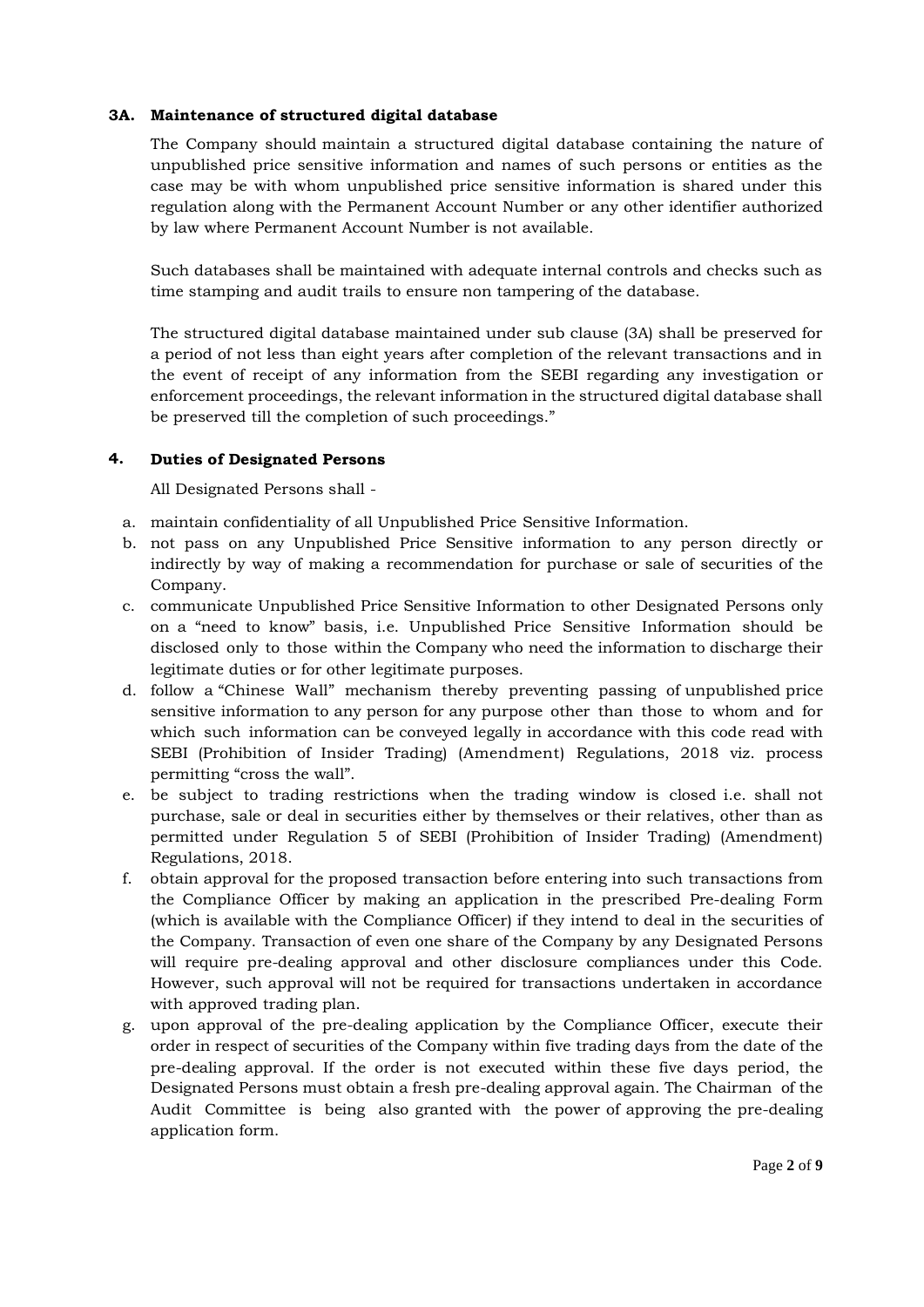### 3A. Maintenance of structured digital database

The Company should maintain a structured digital database containing the nature of unpublished price sensitive information and names of such persons or entities as the case may be with whom unpublished price sensitive information is shared under this regulation along with the Permanent Account Number or any other identifier authorized by law where Permanent Account Number is not available.

Such databases shall be maintained with adequate internal controls and checks such as time stamping and audit trails to ensure non tampering of the database.

The structured digital database maintained under sub clause (3A) shall be preserved for a period of not less than eight years after completion of the relevant transactions and in the event of receipt of any information from the SEBI regarding any investigation or enforcement proceedings, the relevant information in the structured digital database shall be preserved till the completion of such proceedings."

### 4. Duties of Designated Persons

All Designated Persons shall -

a. maintain confidentiality of all Unpublished Price Sensitive Information.
b. not pass on any Unpublished Price Sensitive information to any person directly or indirectly by way of making a recommendation for purchase or sale of securities of the Company.
c. communicate Unpublished Price Sensitive Information to other Designated Persons only on a "need to know" basis, i.e. Unpublished Price Sensitive Information should be disclosed only to those within the Company who need the information to discharge their legitimate duties or for other legitimate purposes.
d. follow a "Chinese Wall" mechanism thereby preventing passing of unpublished price sensitive information to any person for any purpose other than those to whom and for which such information can be conveyed legally in accordance with this code read with SEBI (Prohibition of Insider Trading) (Amendment) Regulations, 2018 viz. process permitting "cross the wall".
e. be subject to trading restrictions when the trading window is closed i.e. shall not purchase, sale or deal in securities either by themselves or their relatives, other than as permitted under Regulation 5 of SEBI (Prohibition of Insider Trading) (Amendment) Regulations, 2018.
f. obtain approval for the proposed transaction before entering into such transactions from the Compliance Officer by making an application in the prescribed Pre-dealing Form (which is available with the Compliance Officer) if they intend to deal in the securities of the Company. Transaction of even one share of the Company by any Designated Persons will require pre-dealing approval and other disclosure compliances under this Code. However, such approval will not be required for transactions undertaken in accordance with approved trading plan.
g. upon approval of the pre-dealing application by the Compliance Officer, execute their order in respect of securities of the Company within five trading days from the date of the pre-dealing approval. If the order is not executed within these five days period, the Designated Persons must obtain a fresh pre-dealing approval again. The Chairman of the Audit Committee is being also granted with the power of approving the pre-dealing application form.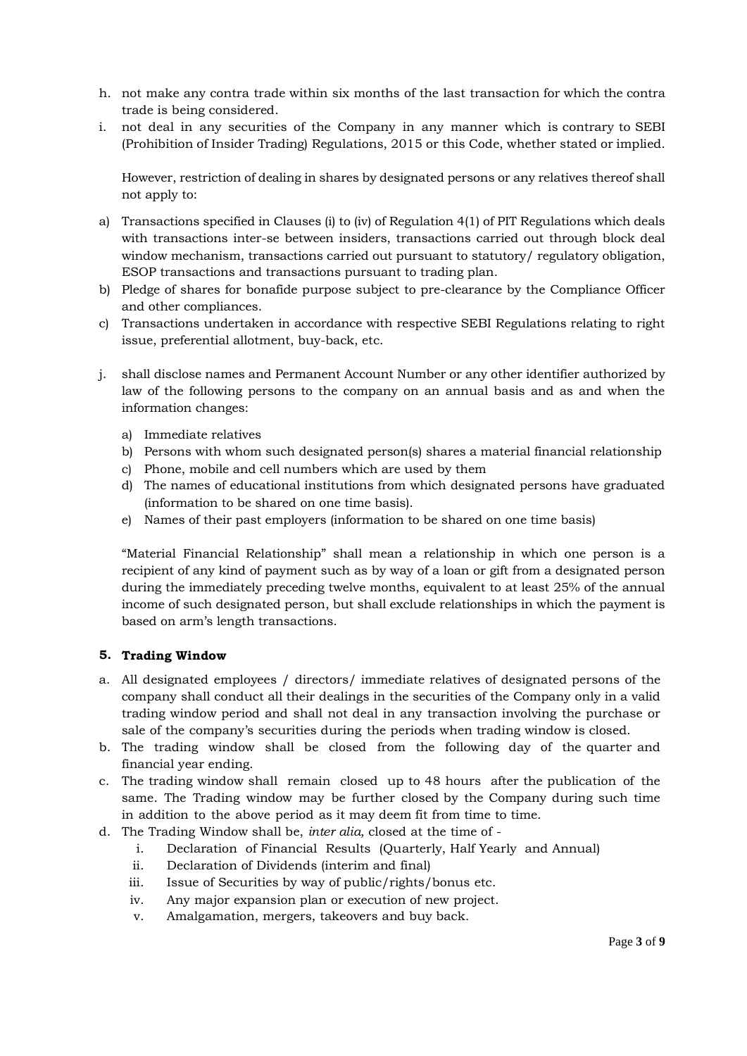h. not make any contra trade within six months of the last transaction for which the contra trade is being considered.
i. not deal in any securities of the Company in any manner which is contrary to SEBI (Prohibition of Insider Trading) Regulations, 2015 or this Code, whether stated or implied.

   However, restriction of dealing in shares by designated persons or any relatives thereof shall not apply to:

a) Transactions specified in Clauses (i) to (iv) of Regulation 4(1) of PIT Regulations which deals with transactions inter-se between insiders, transactions carried out through block deal window mechanism, transactions carried out pursuant to statutory/ regulatory obligation, ESOP transactions and transactions pursuant to trading plan.
b) Pledge of shares for bonafide purpose subject to pre-clearance by the Compliance Officer and other compliances.
c) Transactions undertaken in accordance with respective SEBI Regulations relating to right issue, preferential allotment, buy-back, etc.

j. shall disclose names and Permanent Account Number or any other identifier authorized by law of the following persons to the company on an annual basis and as and when the information changes:

   a) Immediate relatives
   b) Persons with whom such designated person(s) shares a material financial relationship
   c) Phone, mobile and cell numbers which are used by them
   d) The names of educational institutions from which designated persons have graduated (information to be shared on one time basis).
   e) Names of their past employers (information to be shared on one time basis)

   "Material Financial Relationship" shall mean a relationship in which one person is a recipient of any kind of payment such as by way of a loan or gift from a designated person during the immediately preceding twelve months, equivalent to at least 25% of the annual income of such designated person, but shall exclude relationships in which the payment is based on arm's length transactions.

## 5. Trading Window

a. All designated employees / directors/ immediate relatives of designated persons of the company shall conduct all their dealings in the securities of the Company only in a valid trading window period and shall not deal in any transaction involving the purchase or sale of the company's securities during the periods when trading window is closed.
b. The trading window shall be closed from the following day of the quarter and financial year ending.
c. The trading window shall remain closed up to 48 hours after the publication of the same. The Trading window may be further closed by the Company during such time in addition to the above period as it may deem fit from time to time.
d. The Trading Window shall be, *inter alia,* closed at the time of -
   i. Declaration of Financial Results (Quarterly, Half Yearly and Annual)
   ii. Declaration of Dividends (interim and final)
   iii. Issue of Securities by way of public/rights/bonus etc.
   iv. Any major expansion plan or execution of new project.
   v. Amalgamation, mergers, takeovers and buy back.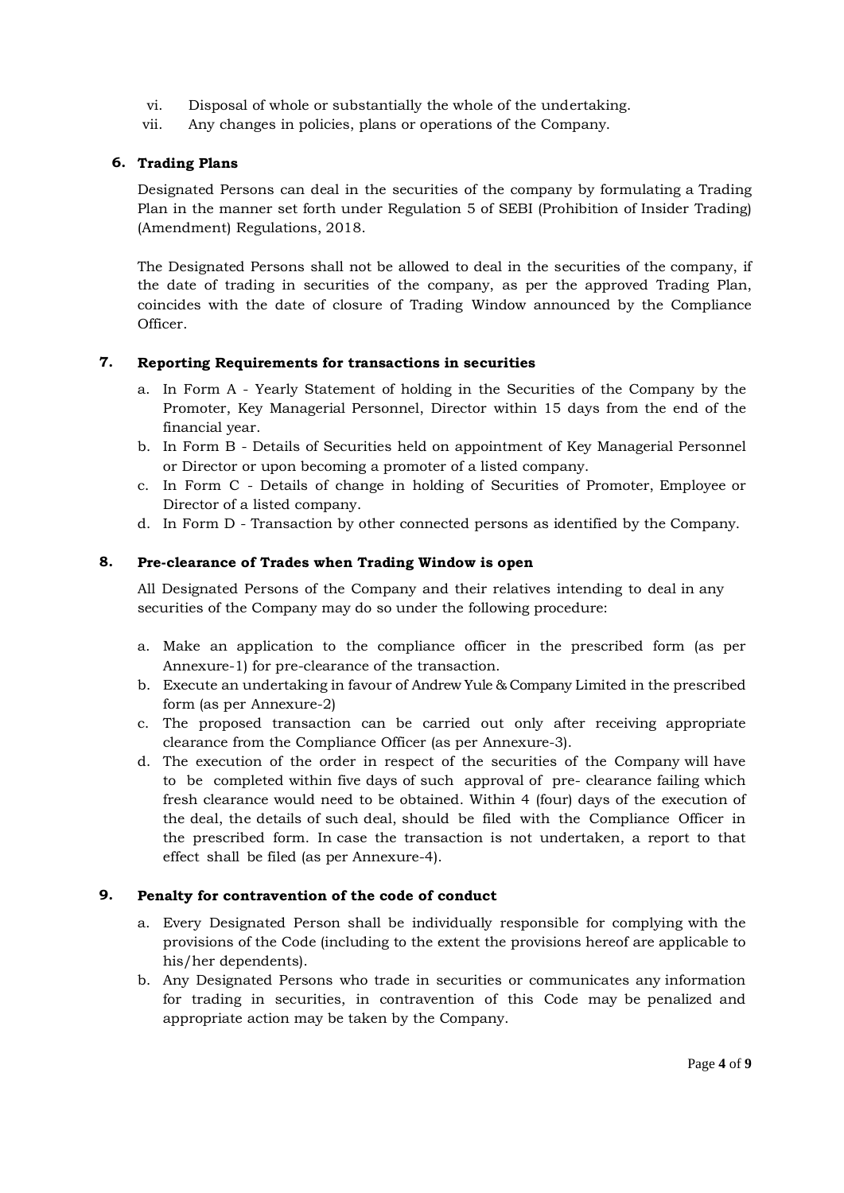vi. Disposal of whole or substantially the whole of the undertaking.
vii. Any changes in policies, plans or operations of the Company.

## 6. Trading Plans

Designated Persons can deal in the securities of the company by formulating a Trading Plan in the manner set forth under Regulation 5 of SEBI (Prohibition of Insider Trading) (Amendment) Regulations, 2018.

The Designated Persons shall not be allowed to deal in the securities of the company, if the date of trading in securities of the company, as per the approved Trading Plan, coincides with the date of closure of Trading Window announced by the Compliance Officer.

## 7. Reporting Requirements for transactions in securities

a. In Form A - Yearly Statement of holding in the Securities of the Company by the Promoter, Key Managerial Personnel, Director within 15 days from the end of the financial year.
b. In Form B - Details of Securities held on appointment of Key Managerial Personnel or Director or upon becoming a promoter of a listed company.
c. In Form C - Details of change in holding of Securities of Promoter, Employee or Director of a listed company.
d. In Form D - Transaction by other connected persons as identified by the Company.

## 8. Pre-clearance of Trades when Trading Window is open

All Designated Persons of the Company and their relatives intending to deal in any securities of the Company may do so under the following procedure:

a. Make an application to the compliance officer in the prescribed form (as per Annexure-1) for pre-clearance of the transaction.
b. Execute an undertaking in favour of Andrew Yule & Company Limited in the prescribed form (as per Annexure-2)
c. The proposed transaction can be carried out only after receiving appropriate clearance from the Compliance Officer (as per Annexure-3).
d. The execution of the order in respect of the securities of the Company will have to be completed within five days of such approval of pre- clearance failing which fresh clearance would need to be obtained. Within 4 (four) days of the execution of the deal, the details of such deal, should be filed with the Compliance Officer in the prescribed form. In case the transaction is not undertaken, a report to that effect shall be filed (as per Annexure-4).

## 9. Penalty for contravention of the code of conduct

a. Every Designated Person shall be individually responsible for complying with the provisions of the Code (including to the extent the provisions hereof are applicable to his/her dependents).
b. Any Designated Persons who trade in securities or communicates any information for trading in securities, in contravention of this Code may be penalized and appropriate action may be taken by the Company.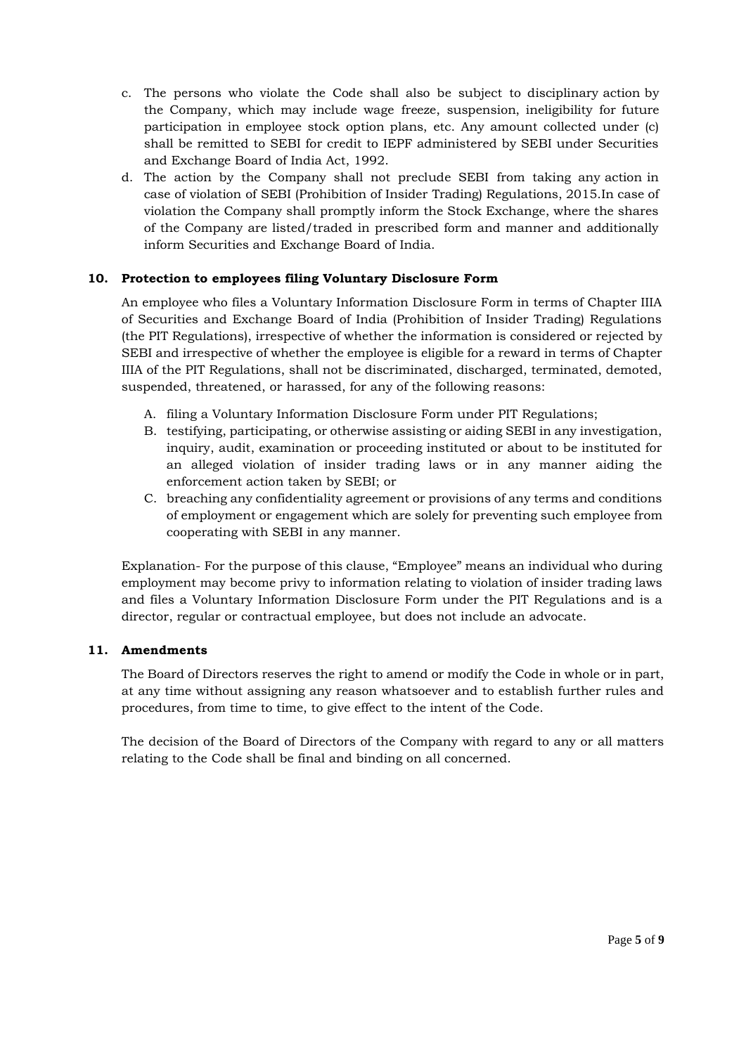c. The persons who violate the Code shall also be subject to disciplinary action by the Company, which may include wage freeze, suspension, ineligibility for future participation in employee stock option plans, etc. Any amount collected under (c) shall be remitted to SEBI for credit to IEPF administered by SEBI under Securities and Exchange Board of India Act, 1992.
d. The action by the Company shall not preclude SEBI from taking any action in case of violation of SEBI (Prohibition of Insider Trading) Regulations, 2015.In case of violation the Company shall promptly inform the Stock Exchange, where the shares of the Company are listed/traded in prescribed form and manner and additionally inform Securities and Exchange Board of India.

## 10. Protection to employees filing Voluntary Disclosure Form

An employee who files a Voluntary Information Disclosure Form in terms of Chapter IIIA of Securities and Exchange Board of India (Prohibition of Insider Trading) Regulations (the PIT Regulations), irrespective of whether the information is considered or rejected by SEBI and irrespective of whether the employee is eligible for a reward in terms of Chapter IIIA of the PIT Regulations, shall not be discriminated, discharged, terminated, demoted, suspended, threatened, or harassed, for any of the following reasons:

A. filing a Voluntary Information Disclosure Form under PIT Regulations;
B. testifying, participating, or otherwise assisting or aiding SEBI in any investigation, inquiry, audit, examination or proceeding instituted or about to be instituted for an alleged violation of insider trading laws or in any manner aiding the enforcement action taken by SEBI; or
C. breaching any confidentiality agreement or provisions of any terms and conditions of employment or engagement which are solely for preventing such employee from cooperating with SEBI in any manner.

Explanation- For the purpose of this clause, "Employee" means an individual who during employment may become privy to information relating to violation of insider trading laws and files a Voluntary Information Disclosure Form under the PIT Regulations and is a director, regular or contractual employee, but does not include an advocate.

## 11. Amendments

The Board of Directors reserves the right to amend or modify the Code in whole or in part, at any time without assigning any reason whatsoever and to establish further rules and procedures, from time to time, to give effect to the intent of the Code.

The decision of the Board of Directors of the Company with regard to any or all matters relating to the Code shall be final and binding on all concerned.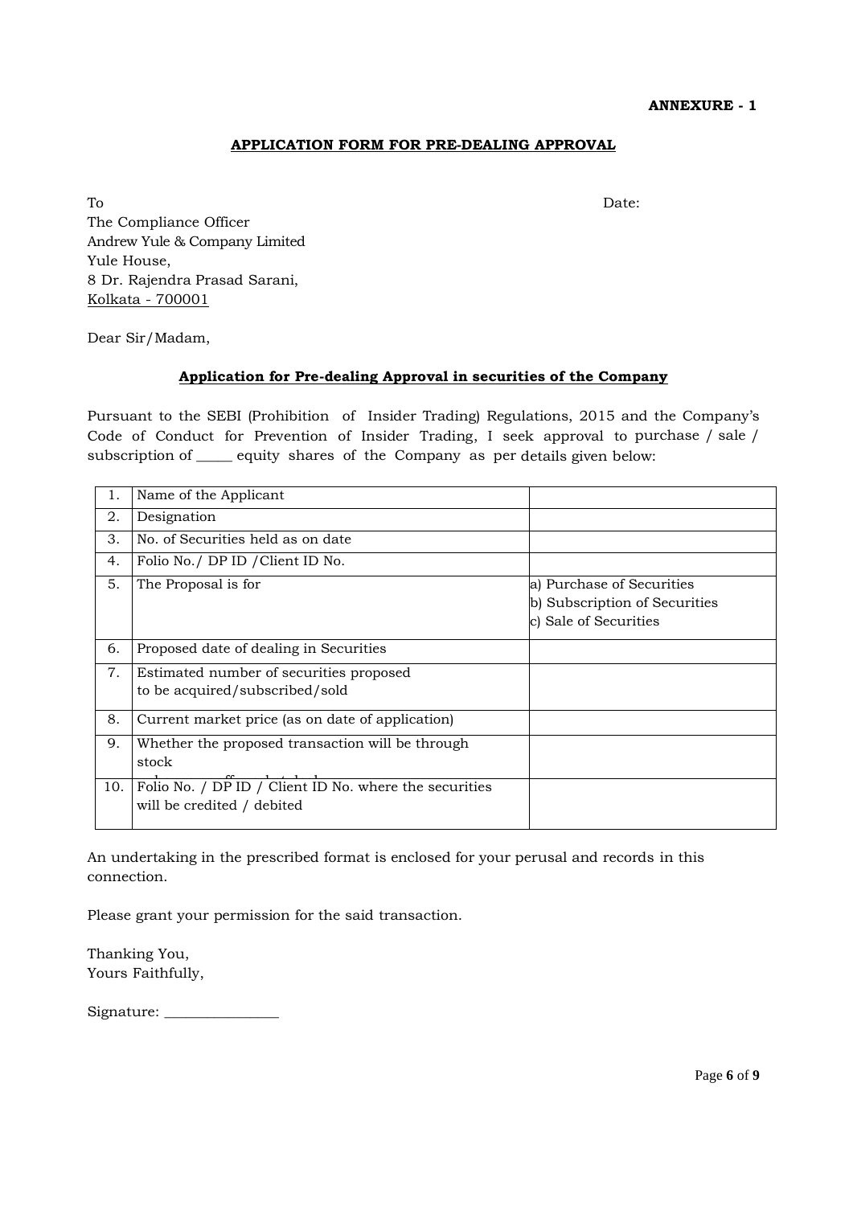**ANNEXURE - 1**

**APPLICATION FORM FOR PRE-DEALING APPROVAL**

To

The Compliance Officer
Andrew Yule & Company Limited
Yule House,
8 Dr. Rajendra Prasad Sarani,
Kolkata - 700001

Date:

Dear Sir/Madam,

**Application for Pre-dealing Approval in securities of the Company**

Pursuant to the SEBI (Prohibition of Insider Trading) Regulations, 2015 and the Company's Code of Conduct for Prevention of Insider Trading, I seek approval to purchase / sale / subscription of _____ equity shares of the Company as per details given below:

| | | |
|---|---|---|
| 1. | Name of the Applicant | |
| 2. | Designation | |
| 3. | No. of Securities held as on date | |
| 4. | Folio No./ DP ID /Client ID No. | |
| 5. | The Proposal is for | a) Purchase of Securities<br>b) Subscription of Securities<br>c) Sale of Securities |
| 6. | Proposed date of dealing in Securities | |
| 7. | Estimated number of securities proposed to be acquired/subscribed/sold | |
| 8. | Current market price (as on date of application) | |
| 9. | Whether the proposed transaction will be through stock exchange or off-market deal | |
| 10. | Folio No. / DP ID / Client ID No. where the securities will be credited / debited | |

An undertaking in the prescribed format is enclosed for your perusal and records in this connection.

Please grant your permission for the said transaction.

Thanking You,
Yours Faithfully,

Signature: _______________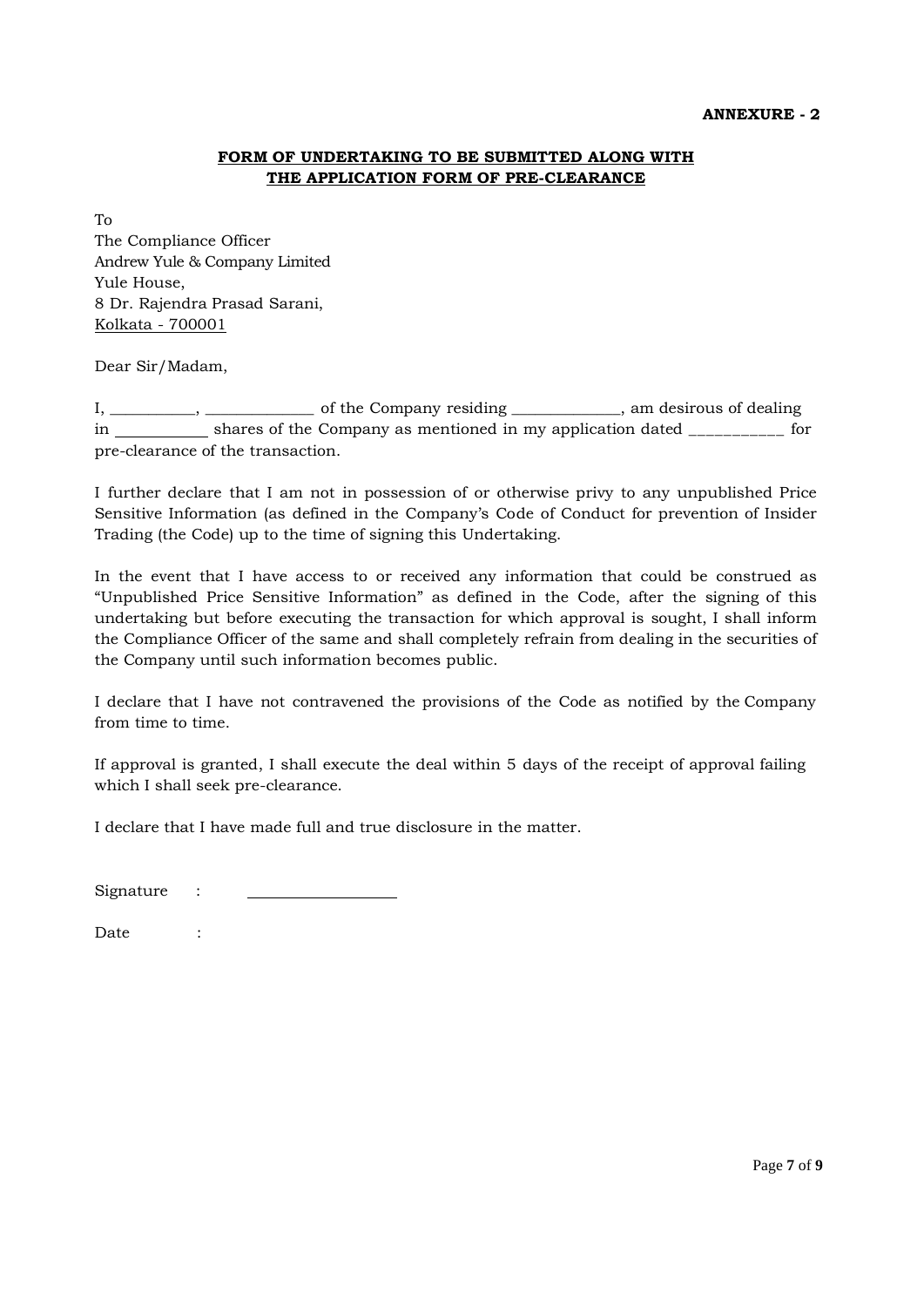**ANNEXURE - 2**

## FORM OF UNDERTAKING TO BE SUBMITTED ALONG WITH THE APPLICATION FORM OF PRE-CLEARANCE

To
The Compliance Officer
Andrew Yule & Company Limited
Yule House,
8 Dr. Rajendra Prasad Sarani,
Kolkata - 700001

Dear Sir/Madam,

I, __________, _____________ of the Company residing _____________, am desirous of dealing in ___________ shares of the Company as mentioned in my application dated ___________ for pre-clearance of the transaction.

I further declare that I am not in possession of or otherwise privy to any unpublished Price Sensitive Information (as defined in the Company's Code of Conduct for prevention of Insider Trading (the Code) up to the time of signing this Undertaking.

In the event that I have access to or received any information that could be construed as "Unpublished Price Sensitive Information" as defined in the Code, after the signing of this undertaking but before executing the transaction for which approval is sought, I shall inform the Compliance Officer of the same and shall completely refrain from dealing in the securities of the Company until such information becomes public.

I declare that I have not contravened the provisions of the Code as notified by the Company from time to time.

If approval is granted, I shall execute the deal within 5 days of the receipt of approval failing which I shall seek pre-clearance.

I declare that I have made full and true disclosure in the matter.

Signature : __________________

Date :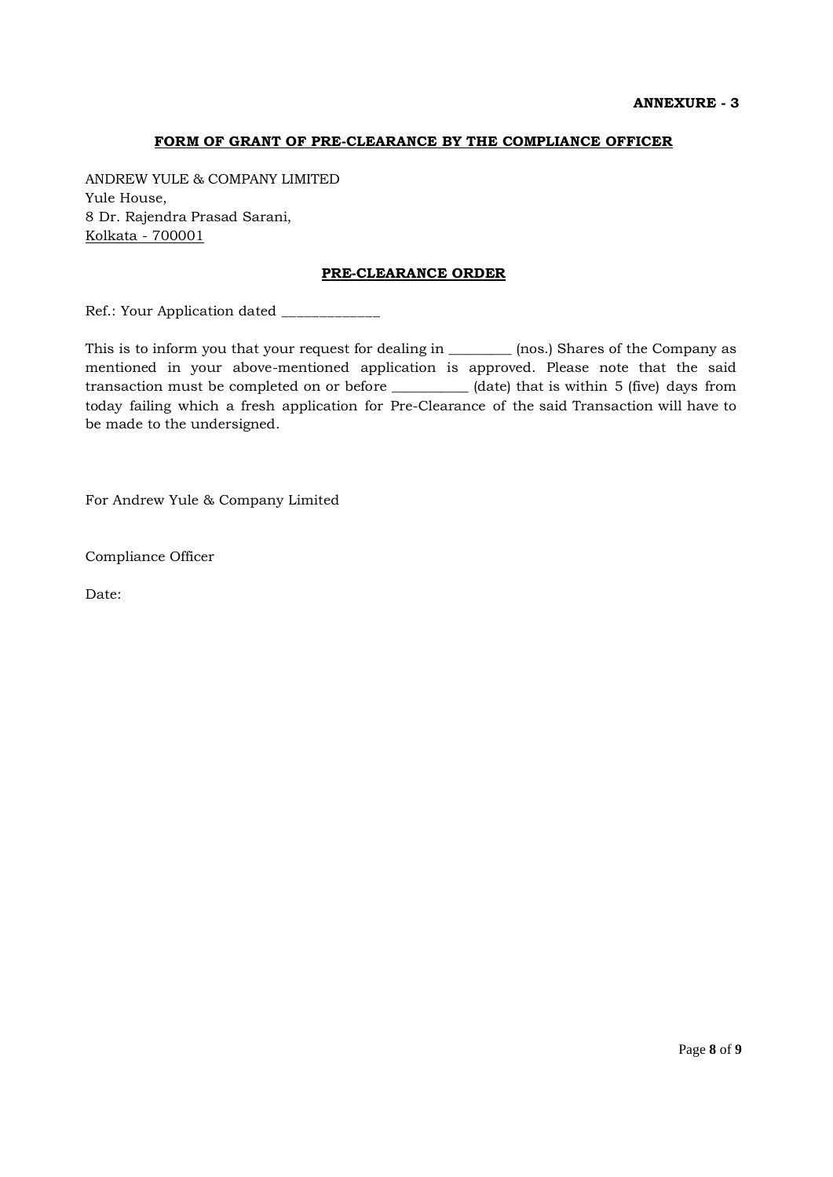**ANNEXURE - 3**

## FORM OF GRANT OF PRE-CLEARANCE BY THE COMPLIANCE OFFICER

ANDREW YULE & COMPANY LIMITED
Yule House,
8 Dr. Rajendra Prasad Sarani,
Kolkata - 700001

### PRE-CLEARANCE ORDER

Ref.: Your Application dated _____________

This is to inform you that your request for dealing in _________ (nos.) Shares of the Company as mentioned in your above-mentioned application is approved. Please note that the said transaction must be completed on or before __________ (date) that is within 5 (five) days from today failing which a fresh application for Pre-Clearance of the said Transaction will have to be made to the undersigned.

For Andrew Yule & Company Limited

Compliance Officer

Date: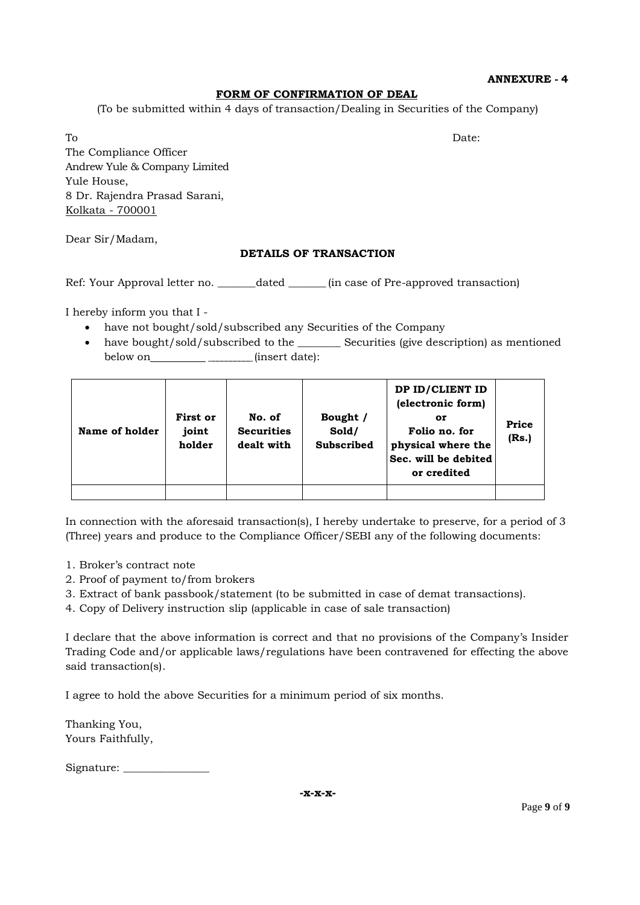**ANNEXURE - 4**

**FORM OF CONFIRMATION OF DEAL**

(To be submitted within 4 days of transaction/Dealing in Securities of the Company)

To

The Compliance Officer
Andrew Yule & Company Limited
Yule House,
8 Dr. Rajendra Prasad Sarani,
Kolkata - 700001

Date:

Dear Sir/Madam,

**DETAILS OF TRANSACTION**

Ref: Your Approval letter no. _______dated _______ (in case of Pre-approved transaction)

I hereby inform you that I -

- have not bought/sold/subscribed any Securities of the Company
- have bought/sold/subscribed to the ________ Securities (give description) as mentioned below on__________ ________(insert date):

| Name of holder | First or joint holder | No. of Securities dealt with | Bought / Sold/ Subscribed | DP ID/CLIENT ID (electronic form) or Folio no. for physical where the Sec. will be debited or credited | Price (Rs.) |
|---|---|---|---|---|---|
| | | | | | |

In connection with the aforesaid transaction(s), I hereby undertake to preserve, for a period of 3 (Three) years and produce to the Compliance Officer/SEBI any of the following documents:

1. Broker's contract note
2. Proof of payment to/from brokers
3. Extract of bank passbook/statement (to be submitted in case of demat transactions).
4. Copy of Delivery instruction slip (applicable in case of sale transaction)

I declare that the above information is correct and that no provisions of the Company's Insider Trading Code and/or applicable laws/regulations have been contravened for effecting the above said transaction(s).

I agree to hold the above Securities for a minimum period of six months.

Thanking You,
Yours Faithfully,

Signature: _______________

-x-x-x-